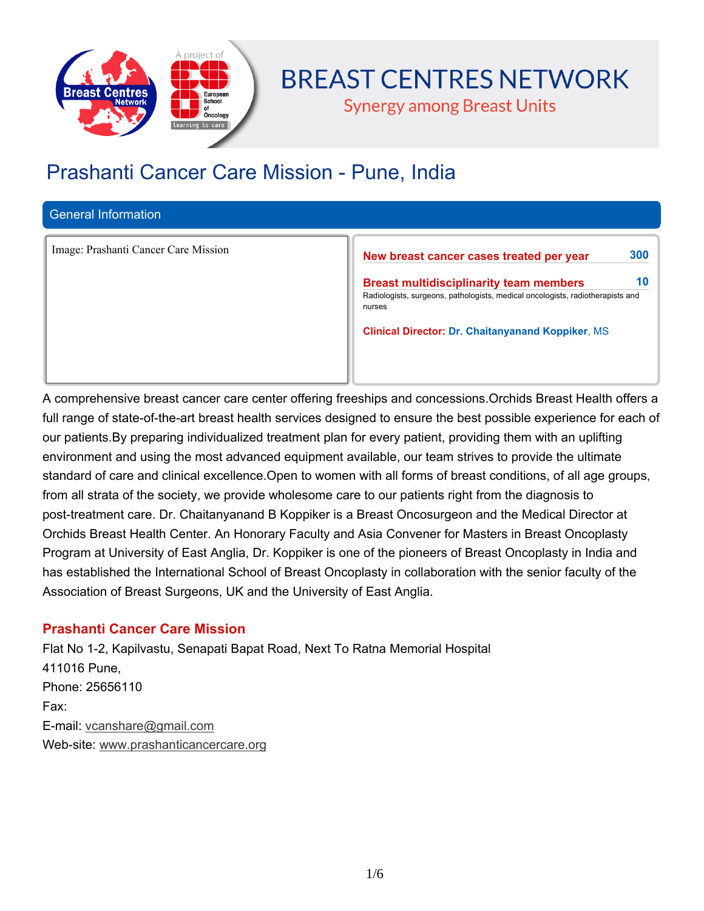# BREAST CENTRES NETWORK

Synergy among Breast Units

# Prashanti Cancer Care Mission - Pune, India

## General Information

Image: Prashanti Cancer Care Mission

**New breast cancer cases treated per year** 300

**Breast multidisciplinarity team members** 10

Radiologists, surgeons, pathologists, medical oncologists, radiotherapists and nurses

**Clinical Director:** **Dr. Chaitanyanand Koppiker**, MS

A comprehensive breast cancer care center offering freeships and concessions.Orchids Breast Health offers a full range of state-of-the-art breast health services designed to ensure the best possible experience for each of our patients.By preparing individualized treatment plan for every patient, providing them with an uplifting environment and using the most advanced equipment available, our team strives to provide the ultimate standard of care and clinical excellence.Open to women with all forms of breast conditions, of all age groups, from all strata of the society, we provide wholesome care to our patients right from the diagnosis to post-treatment care. Dr. Chaitanyanand B Koppiker is a Breast Oncosurgeon and the Medical Director at Orchids Breast Health Center. An Honorary Faculty and Asia Convener for Masters in Breast Oncoplasty Program at University of East Anglia, Dr. Koppiker is one of the pioneers of Breast Oncoplasty in India and has established the International School of Breast Oncoplasty in collaboration with the senior faculty of the Association of Breast Surgeons, UK and the University of East Anglia.

### Prashanti Cancer Care Mission

Flat No 1-2, Kapilvastu, Senapati Bapat Road, Next To Ratna Memorial Hospital
411016 Pune,
Phone: 25656110
Fax:
E-mail: vcanshare@gmail.com
Web-site: www.prashanticancercare.org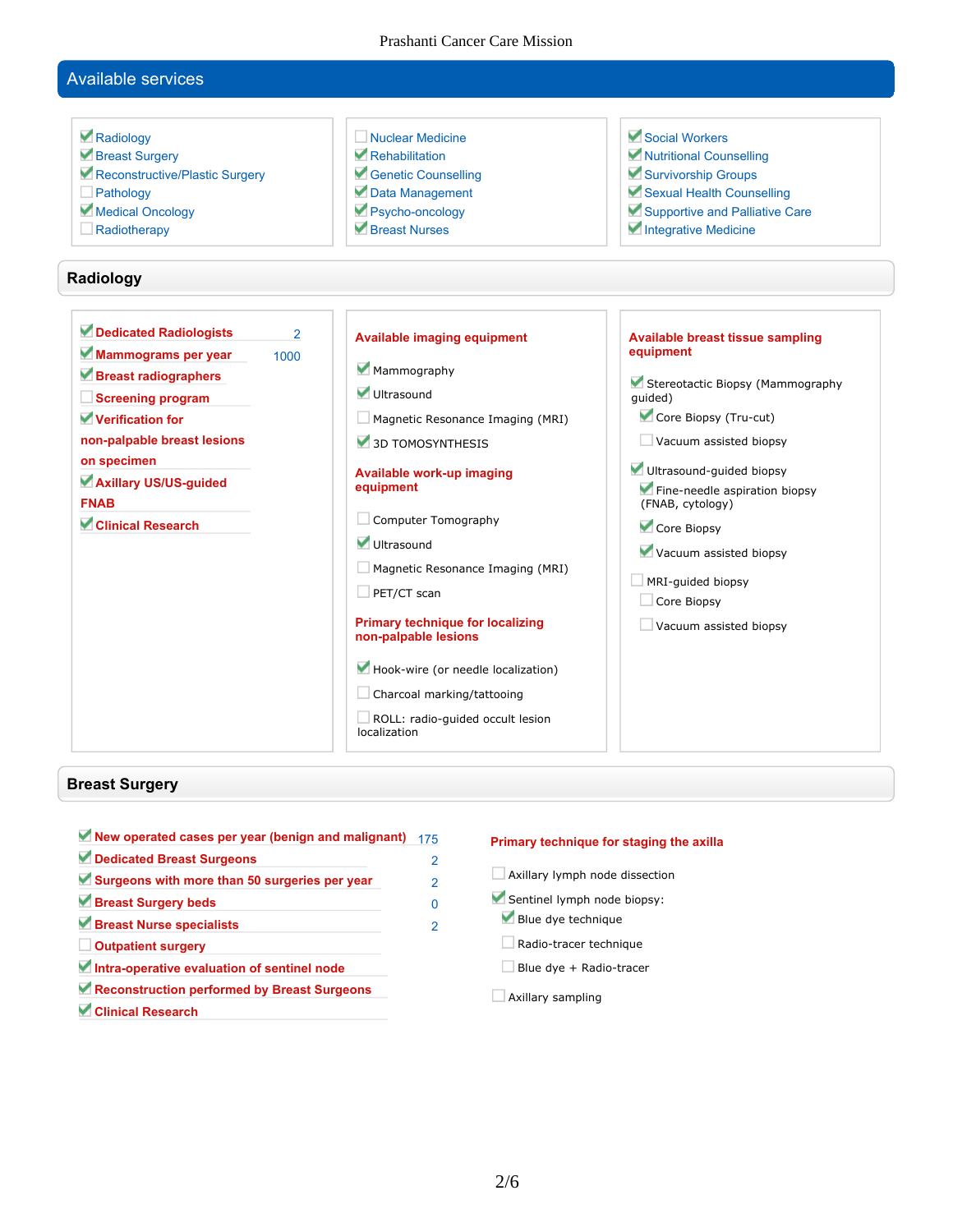## Available services

- [x] Radiology
- [x] Breast Surgery
- [x] Reconstructive/Plastic Surgery
- [ ] Pathology
- [x] Medical Oncology
- [ ] Radiotherapy
- [ ] Nuclear Medicine
- [x] Rehabilitation
- [x] Genetic Counselling
- [x] Data Management
- [x] Psycho-oncology
- [x] Breast Nurses
- [x] Social Workers
- [x] Nutritional Counselling
- [x] Survivorship Groups
- [x] Sexual Health Counselling
- [x] Supportive and Palliative Care
- [x] Integrative Medicine

## Radiology

- [x] **Dedicated Radiologists** 2
- [x] **Mammograms per year** 1000
- [x] **Breast radiographers**
- [ ] **Screening program**
- [x] **Verification for non-palpable breast lesions on specimen**
- [x] **Axillary US/US-guided FNAB**
- [x] **Clinical Research**

**Available imaging equipment**

- [x] Mammography
- [x] Ultrasound
- [ ] Magnetic Resonance Imaging (MRI)
- [x] 3D TOMOSYNTHESIS

**Available work-up imaging equipment**

- [ ] Computer Tomography
- [x] Ultrasound
- [ ] Magnetic Resonance Imaging (MRI)
- [ ] PET/CT scan

**Primary technique for localizing non-palpable lesions**

- [x] Hook-wire (or needle localization)
- [ ] Charcoal marking/tattooing
- [ ] ROLL: radio-guided occult lesion localization

**Available breast tissue sampling equipment**

- [x] Stereotactic Biopsy (Mammography guided)
  - [x] Core Biopsy (Tru-cut)
  - [ ] Vacuum assisted biopsy
- [x] Ultrasound-guided biopsy
  - [x] Fine-needle aspiration biopsy (FNAB, cytology)
  - [x] Core Biopsy
  - [x] Vacuum assisted biopsy
- [ ] MRI-guided biopsy
  - [ ] Core Biopsy
  - [ ] Vacuum assisted biopsy

## Breast Surgery

- [x] **New operated cases per year (benign and malignant)** 175
- [x] **Dedicated Breast Surgeons** 2
- [x] **Surgeons with more than 50 surgeries per year** 2
- [x] **Breast Surgery beds** 0
- [x] **Breast Nurse specialists** 2
- [ ] **Outpatient surgery**
- [x] **Intra-operative evaluation of sentinel node**
- [x] **Reconstruction performed by Breast Surgeons**
- [x] **Clinical Research**

**Primary technique for staging the axilla**

- [ ] Axillary lymph node dissection
- [x] Sentinel lymph node biopsy:
  - [x] Blue dye technique
  - [ ] Radio-tracer technique
  - [ ] Blue dye + Radio-tracer
- [ ] Axillary sampling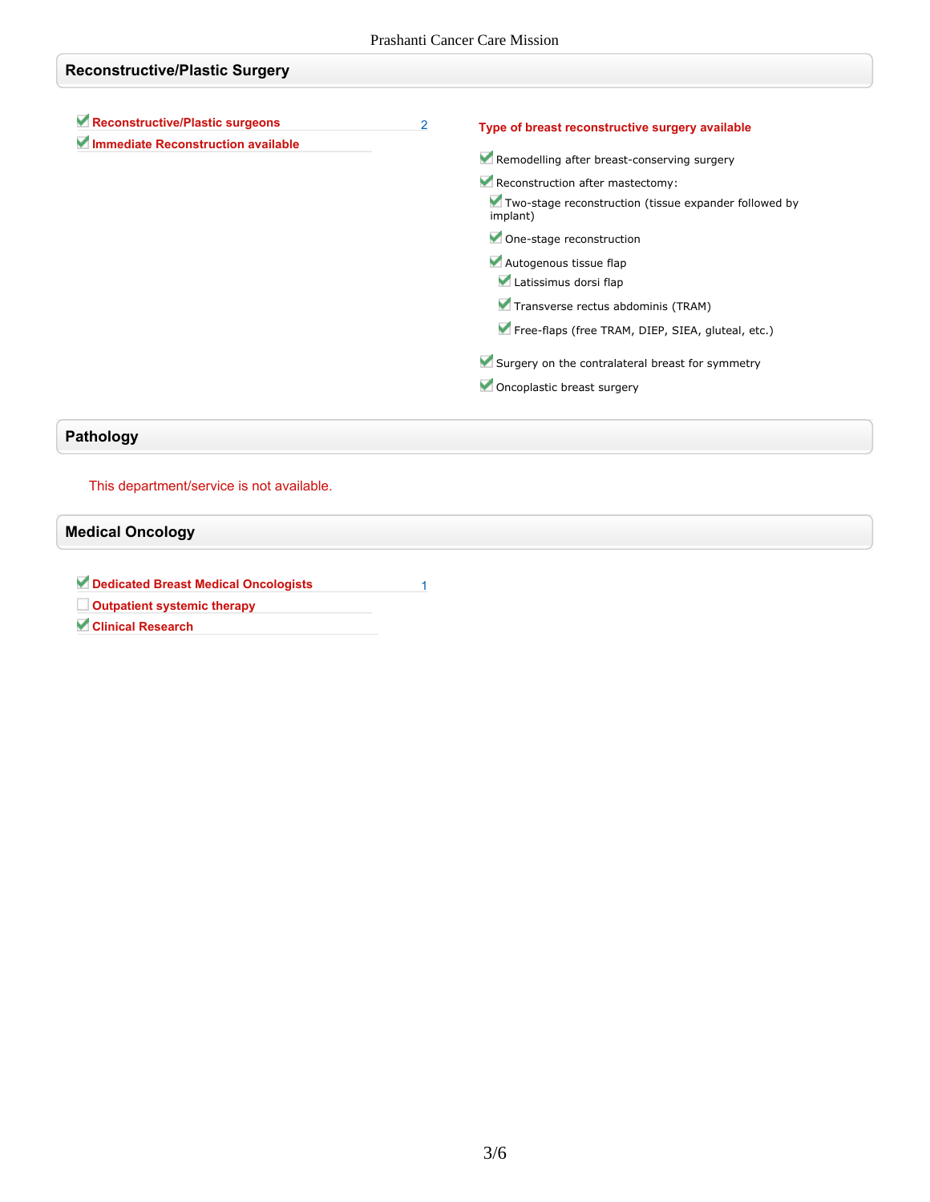## Reconstructive/Plastic Surgery

- [x] **Reconstructive/Plastic surgeons** 2
- [x] **Immediate Reconstruction available**

**Type of breast reconstructive surgery available**

- [x] Remodelling after breast-conserving surgery
- [x] Reconstruction after mastectomy:
  - [x] Two-stage reconstruction (tissue expander followed by implant)
  - [x] One-stage reconstruction
  - [x] Autogenous tissue flap
    - [x] Latissimus dorsi flap
    - [x] Transverse rectus abdominis (TRAM)
    - [x] Free-flaps (free TRAM, DIEP, SIEA, gluteal, etc.)
- [x] Surgery on the contralateral breast for symmetry
- [x] Oncoplastic breast surgery

## Pathology

This department/service is not available.

## Medical Oncology

- [x] **Dedicated Breast Medical Oncologists** 1
- [ ] **Outpatient systemic therapy**
- [x] **Clinical Research**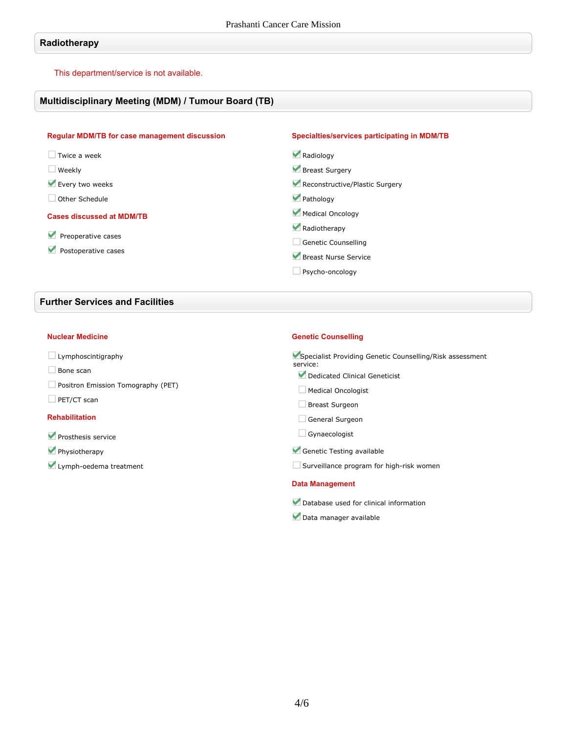## Radiotherapy

This department/service is not available.

## Multidisciplinary Meeting (MDM) / Tumour Board (TB)

### Regular MDM/TB for case management discussion

- [ ] Twice a week
- [ ] Weekly
- [x] Every two weeks
- [ ] Other Schedule

### Cases discussed at MDM/TB

- [x] Preoperative cases
- [x] Postoperative cases

### Specialties/services participating in MDM/TB

- [x] Radiology
- [x] Breast Surgery
- [x] Reconstructive/Plastic Surgery
- [x] Pathology
- [x] Medical Oncology
- [x] Radiotherapy
- [ ] Genetic Counselling
- [x] Breast Nurse Service
- [ ] Psycho-oncology

## Further Services and Facilities

### Nuclear Medicine

- [ ] Lymphoscintigraphy
- [ ] Bone scan
- [ ] Positron Emission Tomography (PET)
- [ ] PET/CT scan

### Rehabilitation

- [x] Prosthesis service
- [x] Physiotherapy
- [x] Lymph-oedema treatment

### Genetic Counselling

- [x] Specialist Providing Genetic Counselling/Risk assessment service:
  - [x] Dedicated Clinical Geneticist
  - [ ] Medical Oncologist
  - [ ] Breast Surgeon
  - [ ] General Surgeon
  - [ ] Gynaecologist
- [x] Genetic Testing available
- [ ] Surveillance program for high-risk women

### Data Management

- [x] Database used for clinical information
- [x] Data manager available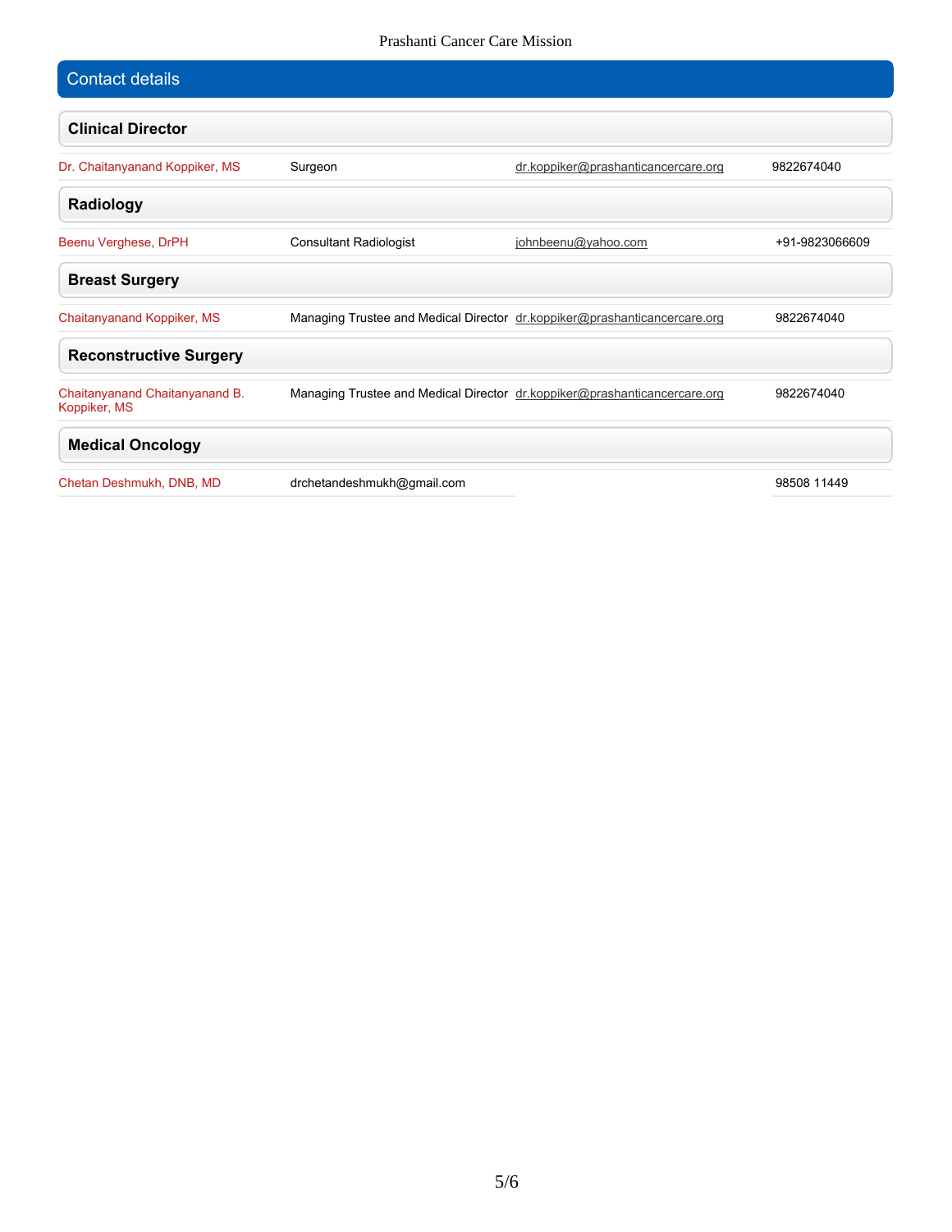## Contact details

### Clinical Director

| | | | |
|---|---|---|---|
| Dr. Chaitanyanand Koppiker, MS | Surgeon | dr.koppiker@prashanticancercare.org | 9822674040 |

### Radiology

| | | | |
|---|---|---|---|
| Beenu Verghese, DrPH | Consultant Radiologist | johnbeenu@yahoo.com | +91-9823066609 |

### Breast Surgery

| | | | |
|---|---|---|---|
| Chaitanyanand Koppiker, MS | Managing Trustee and Medical Director | dr.koppiker@prashanticancercare.org | 9822674040 |

### Reconstructive Surgery

| | | | |
|---|---|---|---|
| Chaitanyanand Chaitanyanand B. Koppiker, MS | Managing Trustee and Medical Director | dr.koppiker@prashanticancercare.org | 9822674040 |

### Medical Oncology

| | | | |
|---|---|---|---|
| Chetan Deshmukh, DNB, MD | drchetandeshmukh@gmail.com | | 98508 11449 |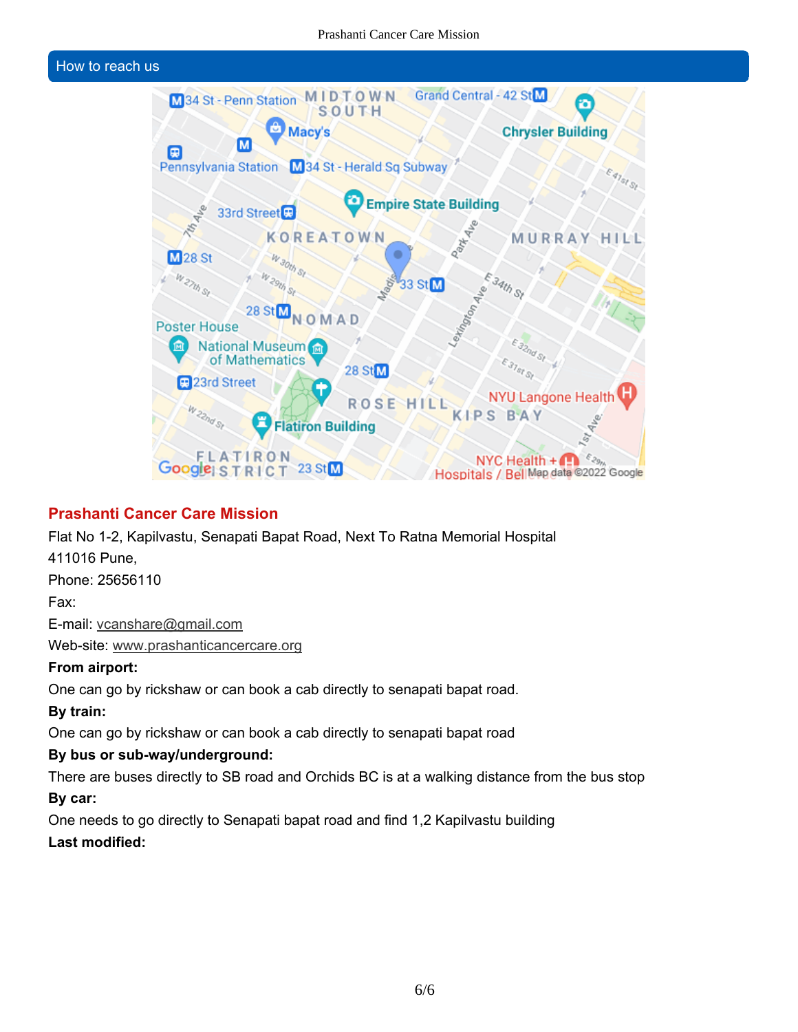## How to reach us

## Prashanti Cancer Care Mission

Flat No 1-2, Kapilvastu, Senapati Bapat Road, Next To Ratna Memorial Hospital
411016 Pune,
Phone: 25656110
Fax:
E-mail: vcanshare@gmail.com
Web-site: www.prashanticancercare.org

**From airport:**
One can go by rickshaw or can book a cab directly to senapati bapat road.

**By train:**
One can go by rickshaw or can book a cab directly to senapati bapat road

**By bus or sub-way/underground:**
There are buses directly to SB road and Orchids BC is at a walking distance from the bus stop

**By car:**
One needs to go directly to Senapati bapat road and find 1,2 Kapilvastu building

**Last modified:**